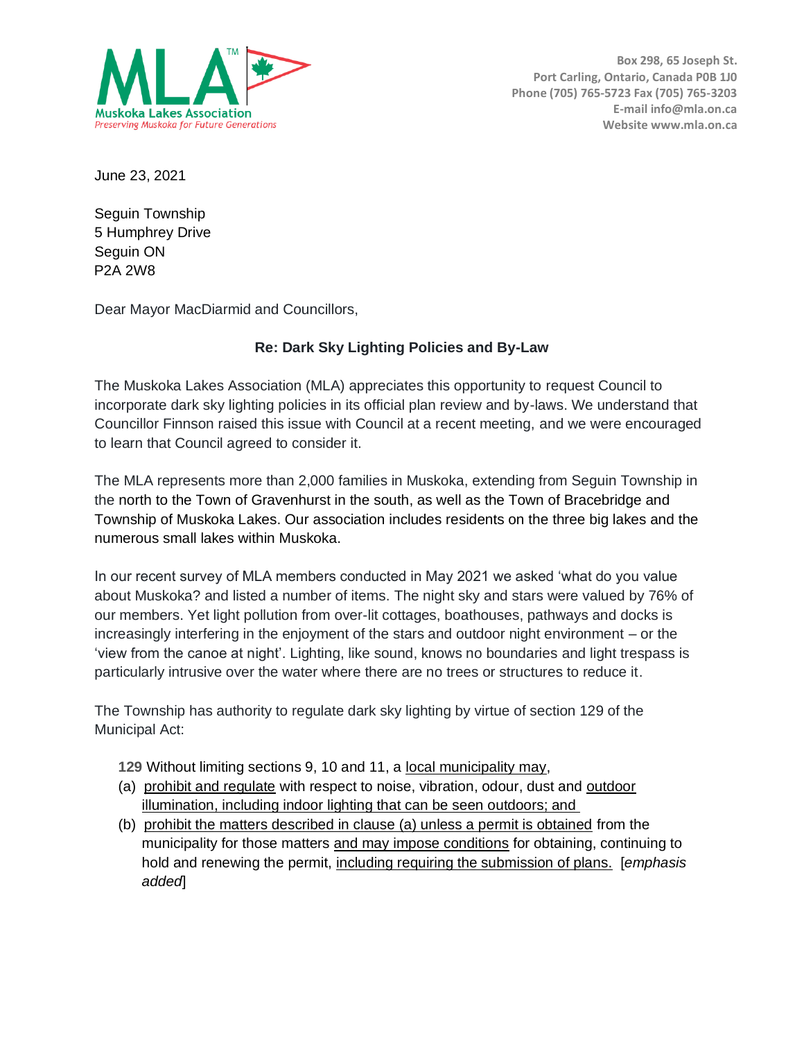MLA™

Muskoka Lakes Association
*Preserving Muskoka for Future Generations*

Box 298, 65 Joseph St.
Port Carling, Ontario, Canada P0B 1J0
Phone (705) 765-5723 Fax (705) 765-3203
E-mail info@mla.on.ca
Website www.mla.on.ca

June 23, 2021

Seguin Township
5 Humphrey Drive
Seguin ON
P2A 2W8

Dear Mayor MacDiarmid and Councillors,

**Re: Dark Sky Lighting Policies and By-Law**

The Muskoka Lakes Association (MLA) appreciates this opportunity to request Council to incorporate dark sky lighting policies in its official plan review and by-laws. We understand that Councillor Finnson raised this issue with Council at a recent meeting, and we were encouraged to learn that Council agreed to consider it.

The MLA represents more than 2,000 families in Muskoka, extending from Seguin Township in the north to the Town of Gravenhurst in the south, as well as the Town of Bracebridge and Township of Muskoka Lakes. Our association includes residents on the three big lakes and the numerous small lakes within Muskoka.

In our recent survey of MLA members conducted in May 2021 we asked 'what do you value about Muskoka? and listed a number of items. The night sky and stars were valued by 76% of our members. Yet light pollution from over-lit cottages, boathouses, pathways and docks is increasingly interfering in the enjoyment of the stars and outdoor night environment – or the 'view from the canoe at night'. Lighting, like sound, knows no boundaries and light trespass is particularly intrusive over the water where there are no trees or structures to reduce it.

The Township has authority to regulate dark sky lighting by virtue of section 129 of the Municipal Act:

> **129** Without limiting sections 9, 10 and 11, a <u>local municipality may</u>,
>
> (a) <u>prohibit and regulate</u> with respect to noise, vibration, odour, dust and <u>outdoor illumination, including indoor lighting that can be seen outdoors; and</u>
>
> (b) <u>prohibit the matters described in clause (a) unless a permit is obtained</u> from the municipality for those matters <u>and may impose conditions</u> for obtaining, continuing to hold and renewing the permit, <u>including requiring the submission of plans.</u> [*emphasis added*]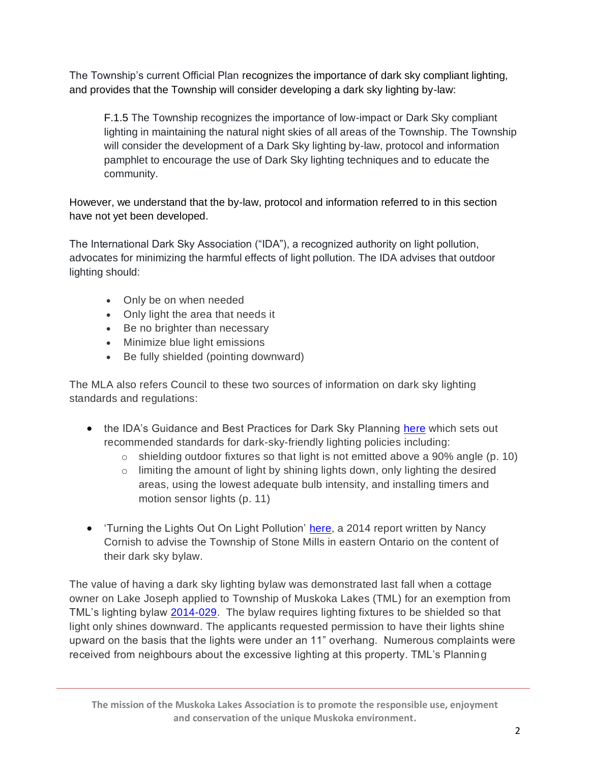The Township's current Official Plan recognizes the importance of dark sky compliant lighting, and provides that the Township will consider developing a dark sky lighting by-law:

> F.1.5 The Township recognizes the importance of low-impact or Dark Sky compliant lighting in maintaining the natural night skies of all areas of the Township. The Township will consider the development of a Dark Sky lighting by-law, protocol and information pamphlet to encourage the use of Dark Sky lighting techniques and to educate the community.

However, we understand that the by-law, protocol and information referred to in this section have not yet been developed.

The International Dark Sky Association ("IDA"), a recognized authority on light pollution, advocates for minimizing the harmful effects of light pollution. The IDA advises that outdoor lighting should:

- Only be on when needed
- Only light the area that needs it
- Be no brighter than necessary
- Minimize blue light emissions
- Be fully shielded (pointing downward)

The MLA also refers Council to these two sources of information on dark sky lighting standards and regulations:

- the IDA's Guidance and Best Practices for Dark Sky Planning here which sets out recommended standards for dark-sky-friendly lighting policies including:
  - shielding outdoor fixtures so that light is not emitted above a 90% angle (p. 10)
  - limiting the amount of light by shining lights down, only lighting the desired areas, using the lowest adequate bulb intensity, and installing timers and motion sensor lights (p. 11)

- 'Turning the Lights Out On Light Pollution' here, a 2014 report written by Nancy Cornish to advise the Township of Stone Mills in eastern Ontario on the content of their dark sky bylaw.

The value of having a dark sky lighting bylaw was demonstrated last fall when a cottage owner on Lake Joseph applied to Township of Muskoka Lakes (TML) for an exemption from TML's lighting bylaw 2014-029. The bylaw requires lighting fixtures to be shielded so that light only shines downward. The applicants requested permission to have their lights shine upward on the basis that the lights were under an 11" overhang. Numerous complaints were received from neighbours about the excessive lighting at this property. TML's Planning

The mission of the Muskoka Lakes Association is to promote the responsible use, enjoyment and conservation of the unique Muskoka environment.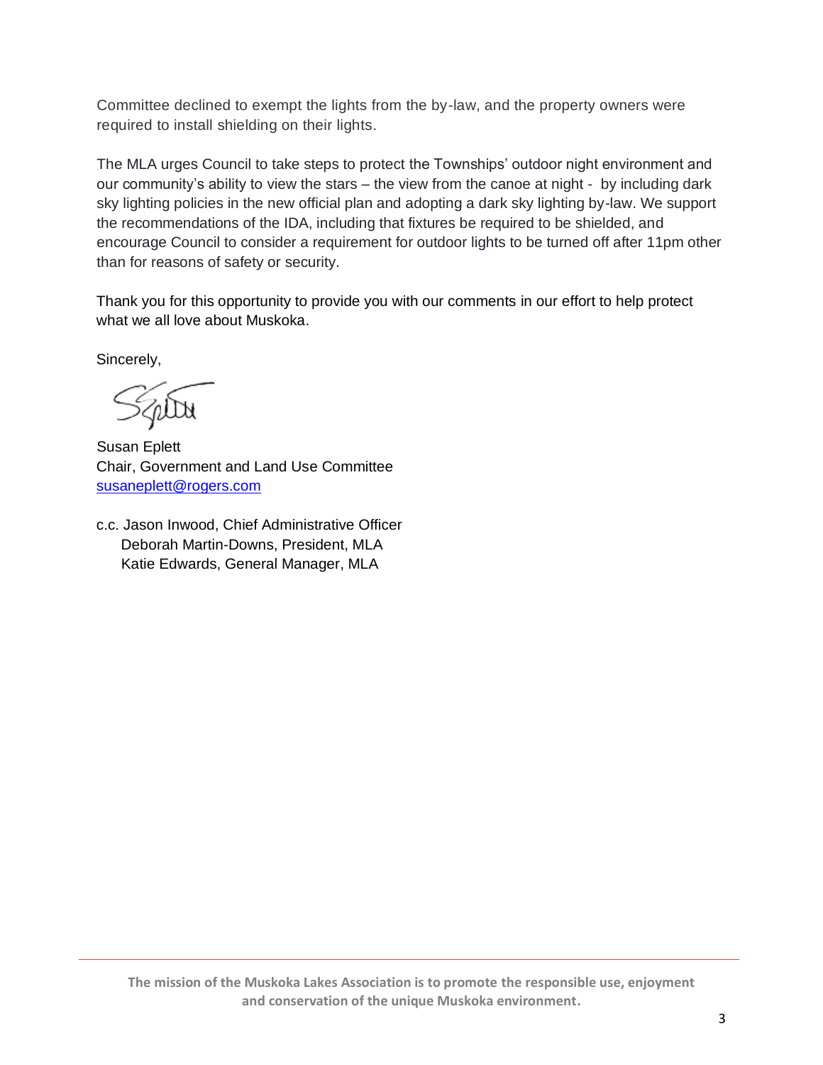Committee declined to exempt the lights from the by-law, and the property owners were required to install shielding on their lights.

The MLA urges Council to take steps to protect the Townships' outdoor night environment and our community's ability to view the stars – the view from the canoe at night - by including dark sky lighting policies in the new official plan and adopting a dark sky lighting by-law. We support the recommendations of the IDA, including that fixtures be required to be shielded, and encourage Council to consider a requirement for outdoor lights to be turned off after 11pm other than for reasons of safety or security.

Thank you for this opportunity to provide you with our comments in our effort to help protect what we all love about Muskoka.

Sincerely,

Susan Eplett  
Chair, Government and Land Use Committee  
susaneplett@rogers.com

c.c. Jason Inwood, Chief Administrative Officer  
Deborah Martin-Downs, President, MLA  
Katie Edwards, General Manager, MLA

**The mission of the Muskoka Lakes Association is to promote the responsible use, enjoyment and conservation of the unique Muskoka environment.**